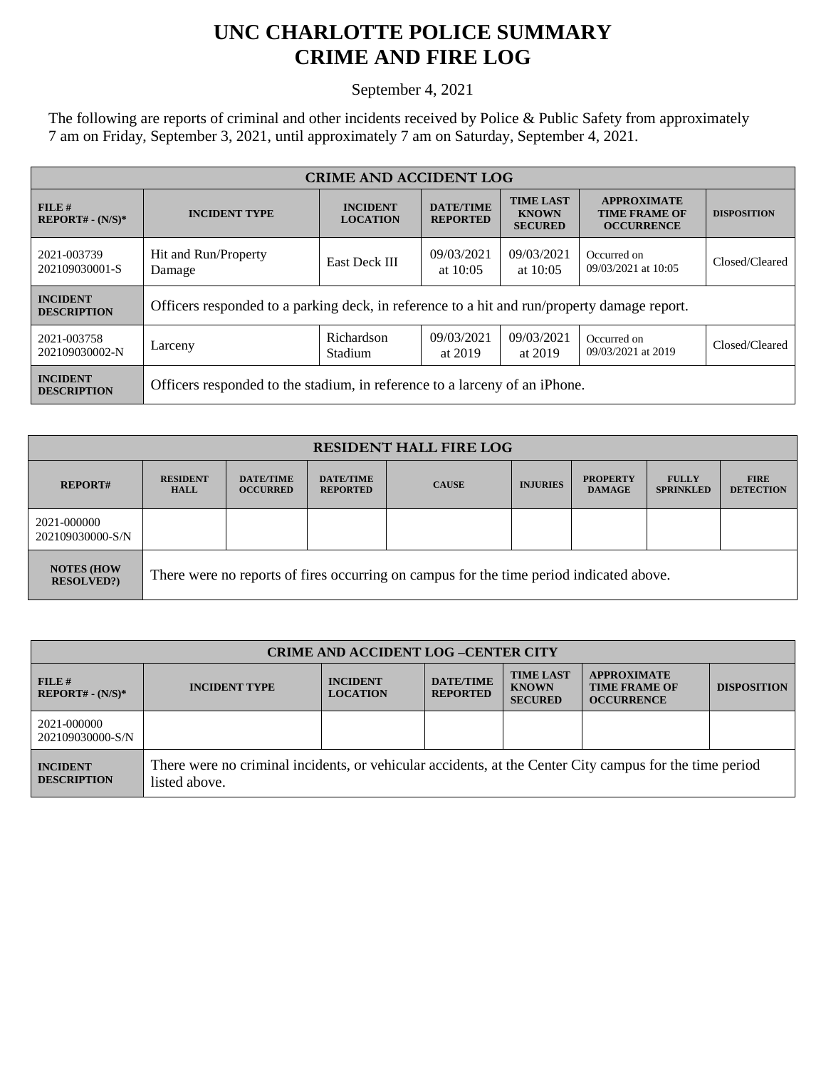# UNC CHARLOTTE POLICE SUMMARY
# CRIME AND FIRE LOG

September 4, 2021

The following are reports of criminal and other incidents received by Police & Public Safety from approximately 7 am on Friday, September 3, 2021, until approximately 7 am on Saturday, September 4, 2021.

| CRIME AND ACCIDENT LOG | | | | | | |
|---|---|---|---|---|---|---|
| **FILE # REPORT# - (N/S)*** | **INCIDENT TYPE** | **INCIDENT LOCATION** | **DATE/TIME REPORTED** | **TIME LAST KNOWN SECURED** | **APPROXIMATE TIME FRAME OF OCCURRENCE** | **DISPOSITION** |
| 2021-003739 202109030001-S | Hit and Run/Property Damage | East Deck III | 09/03/2021 at 10:05 | 09/03/2021 at 10:05 | Occurred on 09/03/2021 at 10:05 | Closed/Cleared |
| **INCIDENT DESCRIPTION** | Officers responded to a parking deck, in reference to a hit and run/property damage report. | | | | | |
| 2021-003758 202109030002-N | Larceny | Richardson Stadium | 09/03/2021 at 2019 | 09/03/2021 at 2019 | Occurred on 09/03/2021 at 2019 | Closed/Cleared |
| **INCIDENT DESCRIPTION** | Officers responded to the stadium, in reference to a larceny of an iPhone. | | | | | |

| RESIDENT HALL FIRE LOG | | | | | | | | |
|---|---|---|---|---|---|---|---|---|
| **REPORT#** | **RESIDENT HALL** | **DATE/TIME OCCURRED** | **DATE/TIME REPORTED** | **CAUSE** | **INJURIES** | **PROPERTY DAMAGE** | **FULLY SPRINKLED** | **FIRE DETECTION** |
| 2021-000000 202109030000-S/N | | | | | | | | |
| **NOTES (HOW RESOLVED?)** | There were no reports of fires occurring on campus for the time period indicated above. | | | | | | | |

| CRIME AND ACCIDENT LOG –CENTER CITY | | | | | | |
|---|---|---|---|---|---|---|
| **FILE # REPORT# - (N/S)*** | **INCIDENT TYPE** | **INCIDENT LOCATION** | **DATE/TIME REPORTED** | **TIME LAST KNOWN SECURED** | **APPROXIMATE TIME FRAME OF OCCURRENCE** | **DISPOSITION** |
| 2021-000000 202109030000-S/N | | | | | | |
| **INCIDENT DESCRIPTION** | There were no criminal incidents, or vehicular accidents, at the Center City campus for the time period listed above. | | | | | |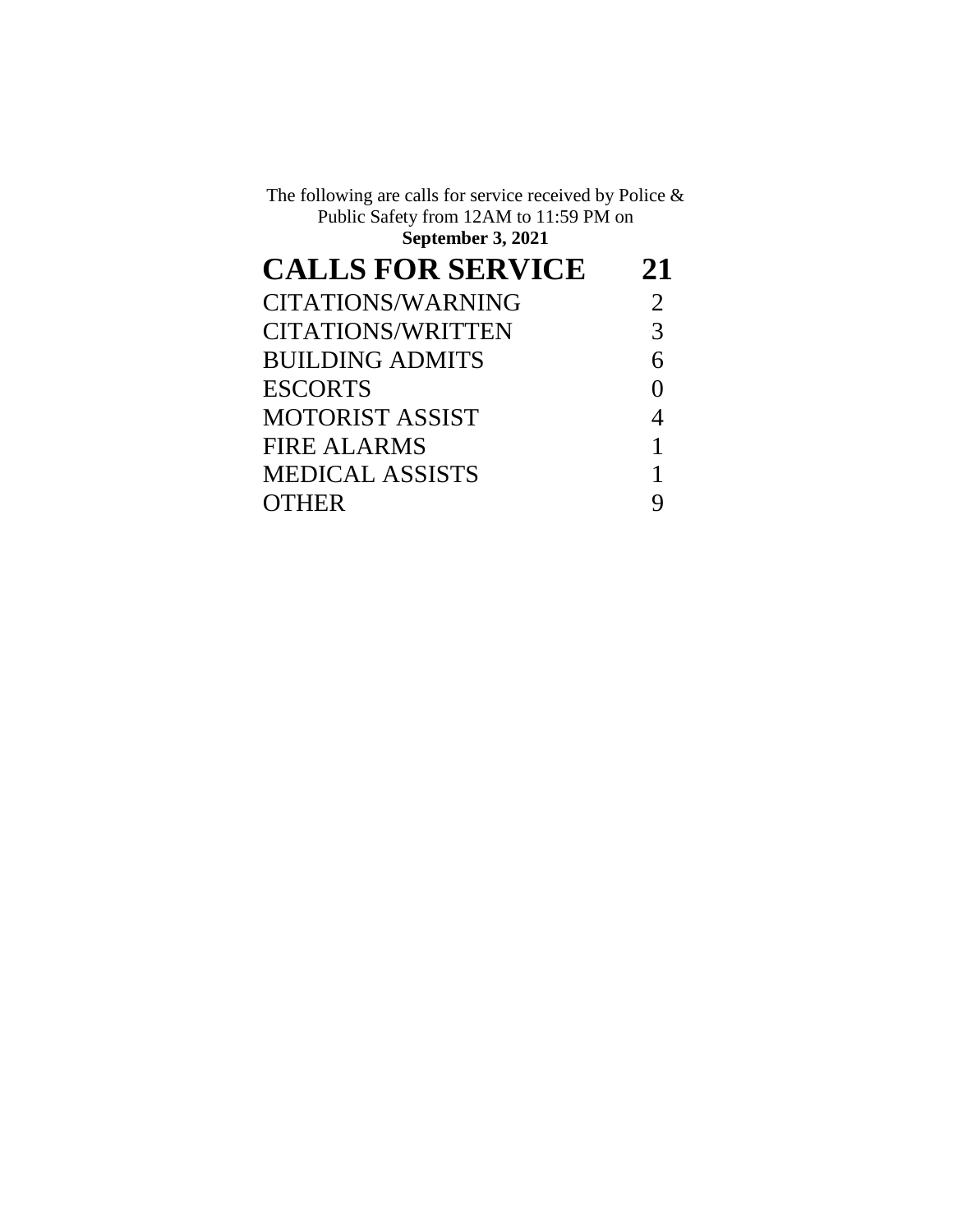The following are calls for service received by Police & Public Safety from 12AM to 11:59 PM on

**September 3, 2021**

| | |
|---|---|
| **CALLS FOR SERVICE** | **21** |
| CITATIONS/WARNING | 2 |
| CITATIONS/WRITTEN | 3 |
| BUILDING ADMITS | 6 |
| ESCORTS | 0 |
| MOTORIST ASSIST | 4 |
| FIRE ALARMS | 1 |
| MEDICAL ASSISTS | 1 |
| OTHER | 9 |